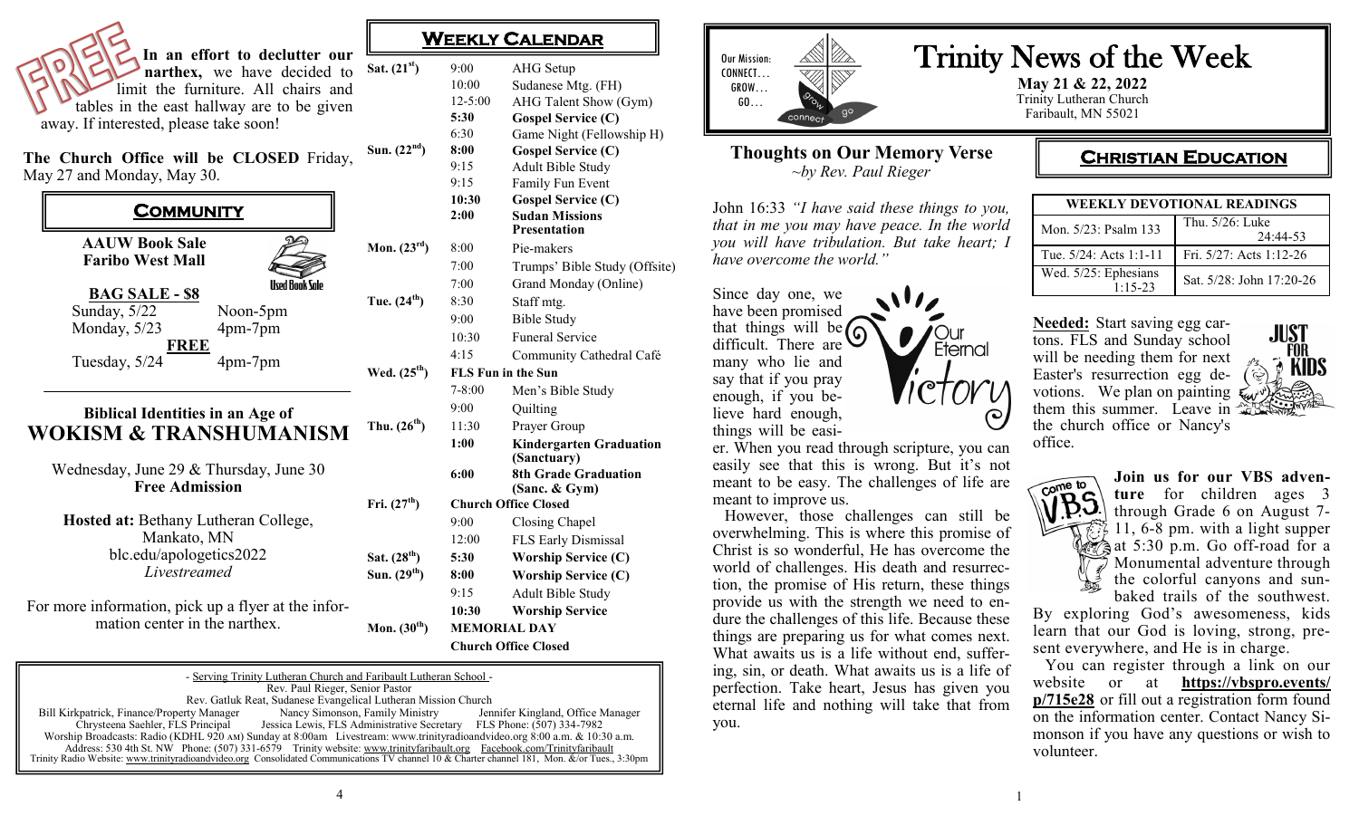FREE **In an effort to declutter our narthex,** we have decided to limit the furniture. All chairs and tables in the east hallway are to be given away. If interested, please take soon!

**The Church Office will be CLOSED** Friday, May 27 and Monday, May 30.

## COMMUNITY

**AAUW Book Sale**
**Faribo West Mall**

Used Book Sale

**BAG SALE - $8**

Sunday, 5/22 Noon-5pm
Monday, 5/23 4pm-7pm

**FREE**

Tuesday, 5/24 4pm-7pm

---

**Biblical Identities in an Age of**
## WOKISM & TRANSHUMANISM

Wednesday, June 29 & Thursday, June 30
**Free Admission**

**Hosted at:** Bethany Lutheran College, Mankato, MN
blc.edu/apologetics2022
*Livestreamed*

For more information, pick up a flyer at the information center in the narthex.

## WEEKLY CALENDAR

| | | |
|---|---|---|
| Sat. (21st) | 9:00 | AHG Setup |
| | 10:00 | Sudanese Mtg. (FH) |
| | 12-5:00 | AHG Talent Show (Gym) |
| | **5:30** | **Gospel Service (C)** |
| | 6:30 | Game Night (Fellowship H) |
| Sun. (22nd) | **8:00** | **Gospel Service (C)** |
| | 9:15 | Adult Bible Study |
| | 9:15 | Family Fun Event |
| | **10:30** | **Gospel Service (C)** |
| | **2:00** | **Sudan Missions Presentation** |
| Mon. (23rd) | 8:00 | Pie-makers |
| | 7:00 | Trumps' Bible Study (Offsite) |
| | 7:00 | Grand Monday (Online) |
| Tue. (24th) | 8:30 | Staff mtg. |
| | 9:00 | Bible Study |
| | 10:30 | Funeral Service |
| | 4:15 | Community Cathedral Café |
| Wed. (25th) | **FLS Fun in the Sun** | |
| | 7-8:00 | Men's Bible Study |
| | 9:00 | Quilting |
| Thu. (26th) | 11:30 | Prayer Group |
| | **1:00** | **Kindergarten Graduation (Sanctuary)** |
| | **6:00** | **8th Grade Graduation (Sanc. & Gym)** |
| Fri. (27th) | **Church Office Closed** | |
| | 9:00 | Closing Chapel |
| | 12:00 | FLS Early Dismissal |
| Sat. (28th) | **5:30** | **Worship Service (C)** |
| Sun. (29th) | **8:00** | **Worship Service (C)** |
| | 9:15 | Adult Bible Study |
| | **10:30** | **Worship Service** |
| Mon. (30th) | **MEMORIAL DAY** | |
| | **Church Office Closed** | |

- Serving Trinity Lutheran Church and Faribault Lutheran School -
Rev. Paul Rieger, Senior Pastor
Rev. Gatluk Reat, Sudanese Evangelical Lutheran Mission Church
Bill Kirkpatrick, Finance/Property Manager Nancy Simonson, Family Ministry Jennifer Kingland, Office Manager
Chrysteena Saehler, FLS Principal Jessica Lewis, FLS Administrative Secretary FLS Phone: (507) 334-7982
Worship Broadcasts: Radio (KDHL 920 AM) Sunday at 8:00am Livestream: www.trinityradioandvideo.org 8:00 a.m. & 10:30 a.m.
Address: 530 4th St. NW Phone: (507) 331-6579 Trinity website: www.trinityfaribault.org Facebook.com/Trinityfaribault
Trinity Radio Website: www.trinityradioandvideo.org Consolidated Communications TV channel 10 & Charter channel 181, Mon. &/or Tues., 3:30pm

Our Mission: CONNECT… GROW… GO…

# Trinity News of the Week

**May 21 & 22, 2022**
Trinity Lutheran Church
Faribault, MN 55021

## Thoughts on Our Memory Verse

*~by Rev. Paul Rieger*

John 16:33 *"I have said these things to you, that in me you may have peace. In the world you will have tribulation. But take heart; I have overcome the world."*

Our Eternal Victory

Since day one, we have been promised that things will be difficult. There are many who lie and say that if you pray enough, if you believe hard enough, things will be easier. When you read through scripture, you can easily see that this is wrong. But it's not meant to be easy. The challenges of life are meant to improve us.

However, those challenges can still be overwhelming. This is where this promise of Christ is so wonderful, He has overcome the world of challenges. His death and resurrection, the promise of His return, these things provide us with the strength we need to endure the challenges of this life. Because these things are preparing us for what comes next. What awaits us is a life without end, suffering, sin, or death. What awaits us is a life of perfection. Take heart, Jesus has given you eternal life and nothing will take that from you.

## CHRISTIAN EDUCATION

| WEEKLY DEVOTIONAL READINGS | |
|---|---|
| Mon. 5/23: Psalm 133 | Thu. 5/26: Luke 24:44-53 |
| Tue. 5/24: Acts 1:1-11 | Fri. 5/27: Acts 1:12-26 |
| Wed. 5/25: Ephesians 1:15-23 | Sat. 5/28: John 17:20-26 |

**Needed:** Start saving egg cartons. FLS and Sunday school will be needing them for next Easter's resurrection egg devotions. We plan on painting them this summer. Leave in the church office or Nancy's office.

JUST FOR KIDS

Come to VBS

**Join us for our VBS adventure** for children ages 3 through Grade 6 on August 7-11, 6-8 pm. with a light supper at 5:30 p.m. Go off-road for a Monumental adventure through the colorful canyons and sun-baked trails of the southwest. By exploring God's awesomeness, kids learn that our God is loving, strong, present everywhere, and He is in charge.

You can register through a link on our website or at **https://vbspro.events/p/715e28** or fill out a registration form found on the information center. Contact Nancy Simonson if you have any questions or wish to volunteer.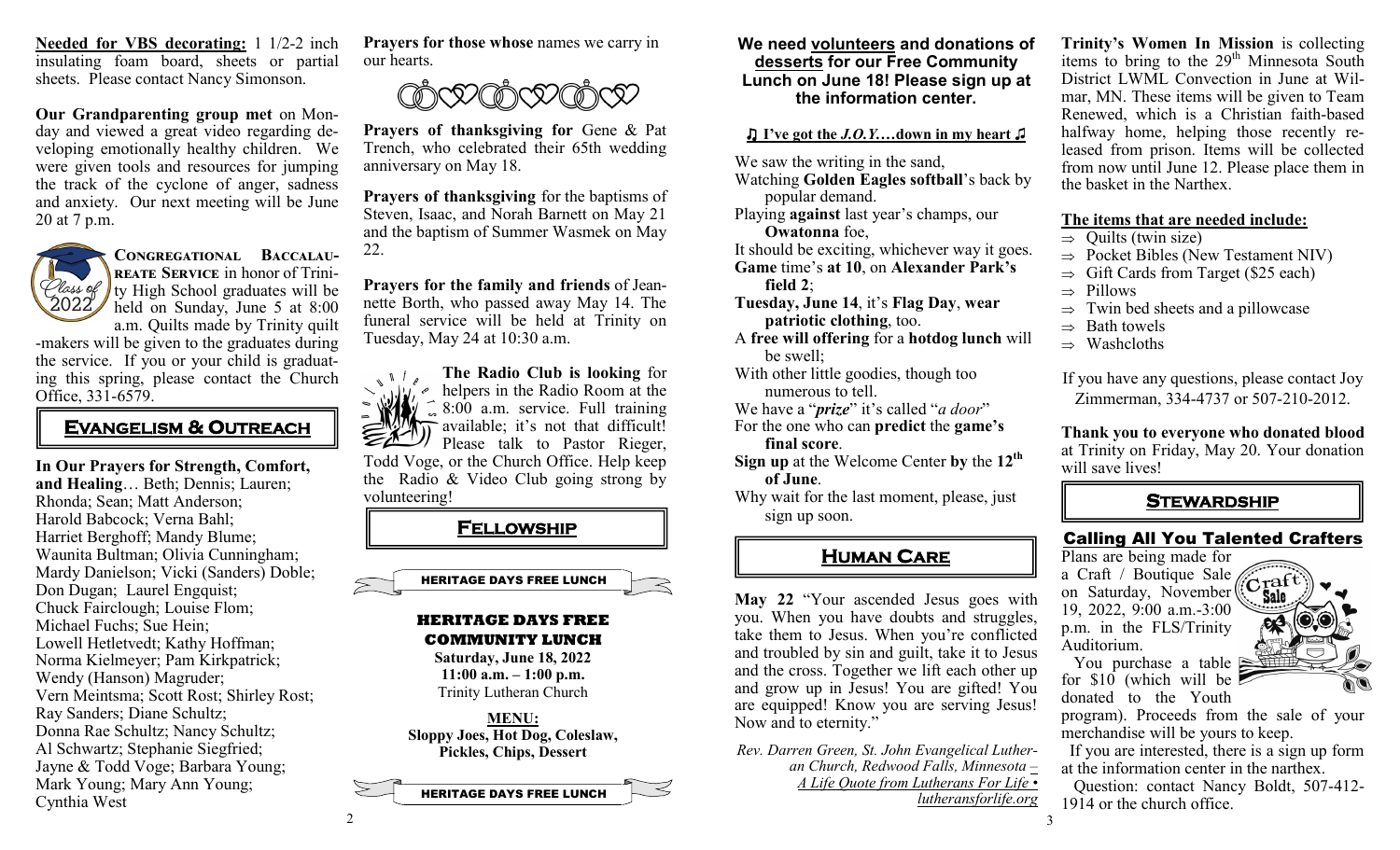**Needed for VBS decorating:** 1 1/2-2 inch insulating foam board, sheets or partial sheets. Please contact Nancy Simonson.

**Our Grandparenting group met** on Monday and viewed a great video regarding developing emotionally healthy children. We were given tools and resources for jumping the track of the cyclone of anger, sadness and anxiety. Our next meeting will be June 20 at 7 p.m.

**CONGREGATIONAL BACCALAUREATE SERVICE** in honor of Trinity High School graduates will be held on Sunday, June 5 at 8:00 a.m. Quilts made by Trinity quilt-makers will be given to the graduates during the service. If you or your child is graduating this spring, please contact the Church Office, 331-6579.

## EVANGELISM & OUTREACH

**In Our Prayers for Strength, Comfort, and Healing**… Beth; Dennis; Lauren; Rhonda; Sean; Matt Anderson; Harold Babcock; Verna Bahl; Harriet Berghoff; Mandy Blume; Waunita Bultman; Olivia Cunningham; Mardy Danielson; Vicki (Sanders) Doble; Don Dugan; Laurel Engquist; Chuck Fairclough; Louise Flom; Michael Fuchs; Sue Hein; Lowell Hetletvedt; Kathy Hoffman; Norma Kielmeyer; Pam Kirkpatrick; Wendy (Hanson) Magruder; Vern Meintsma; Scott Rost; Shirley Rost; Ray Sanders; Diane Schultz; Donna Rae Schultz; Nancy Schultz; Al Schwartz; Stephanie Siegfried; Jayne & Todd Voge; Barbara Young; Mark Young; Mary Ann Young; Cynthia West

**Prayers for those whose** names we carry in our hearts.

**Prayers of thanksgiving for** Gene & Pat Trench, who celebrated their 65th wedding anniversary on May 18.

**Prayers of thanksgiving** for the baptisms of Steven, Isaac, and Norah Barnett on May 21 and the baptism of Summer Wasmek on May 22.

**Prayers for the family and friends** of Jeannette Borth, who passed away May 14. The funeral service will be held at Trinity on Tuesday, May 24 at 10:30 a.m.

**The Radio Club is looking** for helpers in the Radio Room at the 8:00 a.m. service. Full training available; it's not that difficult! Please talk to Pastor Rieger, Todd Voge, or the Church Office. Help keep the Radio & Video Club going strong by volunteering!

## FELLOWSHIP

HERITAGE DAYS FREE LUNCH

### HERITAGE DAYS FREE COMMUNITY LUNCH

**Saturday, June 18, 2022**
**11:00 a.m. – 1:00 p.m.**
Trinity Lutheran Church

**MENU:**
**Sloppy Joes, Hot Dog, Coleslaw, Pickles, Chips, Dessert**

HERITAGE DAYS FREE LUNCH

**We need volunteers and donations of desserts for our Free Community Lunch on June 18! Please sign up at the information center.**

**♫ I've got the *J.O.Y.*…down in my heart ♫**

We saw the writing in the sand,
Watching **Golden Eagles softball**'s back by popular demand.
Playing **against** last year's champs, our **Owatonna** foe,
It should be exciting, whichever way it goes.
**Game** time's **at 10**, on **Alexander Park's field 2**;
**Tuesday, June 14**, it's **Flag Day**, **wear patriotic clothing**, too.
A **free will offering** for a **hotdog lunch** will be swell;
With other little goodies, though too numerous to tell.
We have a "***prize***" it's called "*a door*"
For the one who can **predict** the **game's final score**.
**Sign up** at the Welcome Center **by** the **12th of June**.
Why wait for the last moment, please, just sign up soon.

## HUMAN CARE

**May 22** "Your ascended Jesus goes with you. When you have doubts and struggles, take them to Jesus. When you're conflicted and troubled by sin and guilt, take it to Jesus and the cross. Together we lift each other up and grow up in Jesus! You are gifted! You are equipped! Know you are serving Jesus! Now and to eternity."

*Rev. Darren Green, St. John Evangelical Lutheran Church, Redwood Falls, Minnesota – A Life Quote from Lutherans For Life • lutheransforlife.org*

**Trinity's Women In Mission** is collecting items to bring to the 29th Minnesota South District LWML Convection in June at Wilmar, MN. These items will be given to Team Renewed, which is a Christian faith-based halfway home, helping those recently released from prison. Items will be collected from now until June 12. Please place them in the basket in the Narthex.

**The items that are needed include:**

- Quilts (twin size)
- Pocket Bibles (New Testament NIV)
- Gift Cards from Target ($25 each)
- Pillows
- Twin bed sheets and a pillowcase
- Bath towels
- Washcloths

If you have any questions, please contact Joy Zimmerman, 334-4737 or 507-210-2012.

**Thank you to everyone who donated blood** at Trinity on Friday, May 20. Your donation will save lives!

## STEWARDSHIP

### Calling All You Talented Crafters

Plans are being made for a Craft / Boutique Sale on Saturday, November 19, 2022, 9:00 a.m.-3:00 p.m. in the FLS/Trinity Auditorium.

You purchase a table for $10 (which will be donated to the Youth program). Proceeds from the sale of your merchandise will be yours to keep.

If you are interested, there is a sign up form at the information center in the narthex.

Question: contact Nancy Boldt, 507-412-1914 or the church office.